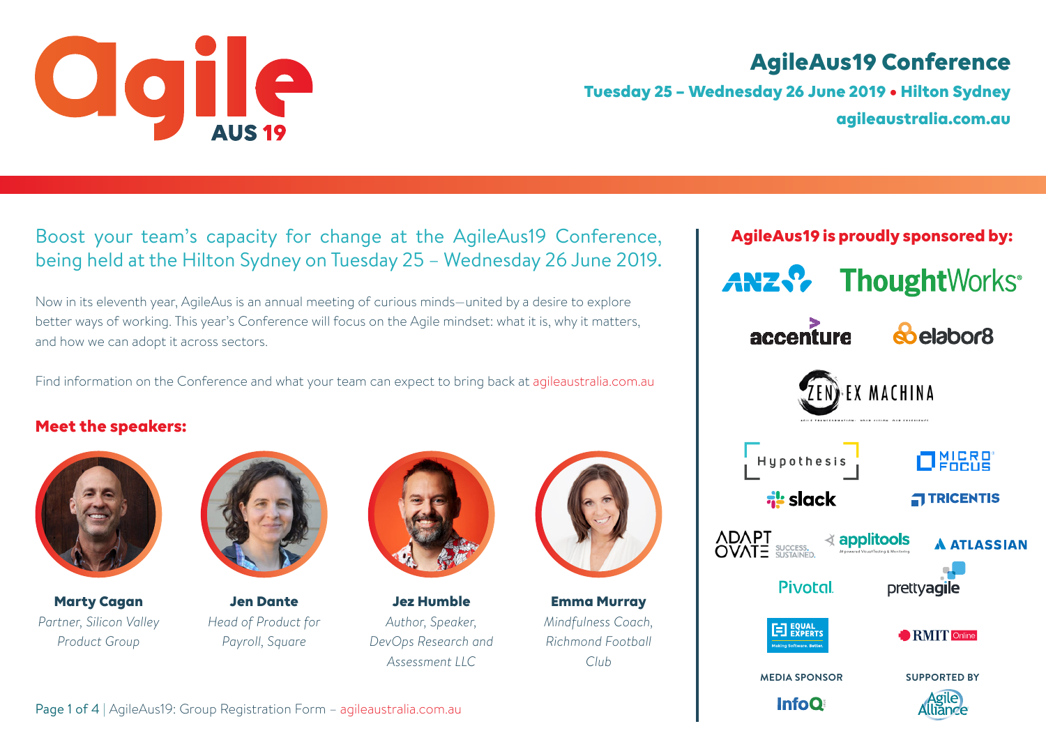# AgileAus19 Conference

**Tuesday 25 – Wednesday 26 June 2019 • Hilton Sydney**

**agileaustralia.com.au**

Boost your team's capacity for change at the AgileAus19 Conference, being held at the Hilton Sydney on Tuesday 25 – Wednesday 26 June 2019.

Now in its eleventh year, AgileAus is an annual meeting of curious minds—united by a desire to explore better ways of working. This year's Conference will focus on the Agile mindset: what it is, why it matters, and how we can adopt it across sectors.

Find information on the Conference and what your team can expect to bring back at agileaustralia.com.au

## Meet the speakers:

**Marty Cagan**
*Partner, Silicon Valley Product Group*

**Jen Dante**
*Head of Product for Payroll, Square*

**Jez Humble**
*Author, Speaker, DevOps Research and Assessment LLC*

**Emma Murray**
*Mindfulness Coach, Richmond Football Club*

## AgileAus19 is proudly sponsored by:

ANZ, ThoughtWorks, accenture, elabor8, ZEN EX MACHINA, Hypothesis, MICRO FOCUS, slack, TRICENTIS, ADAPTOVATE, applitools, ATLASSIAN, Pivotal, prettyagile, EQUAL EXPERTS, RMIT Online

**MEDIA SPONSOR**

InfoQ

**SUPPORTED BY**

Agile Alliance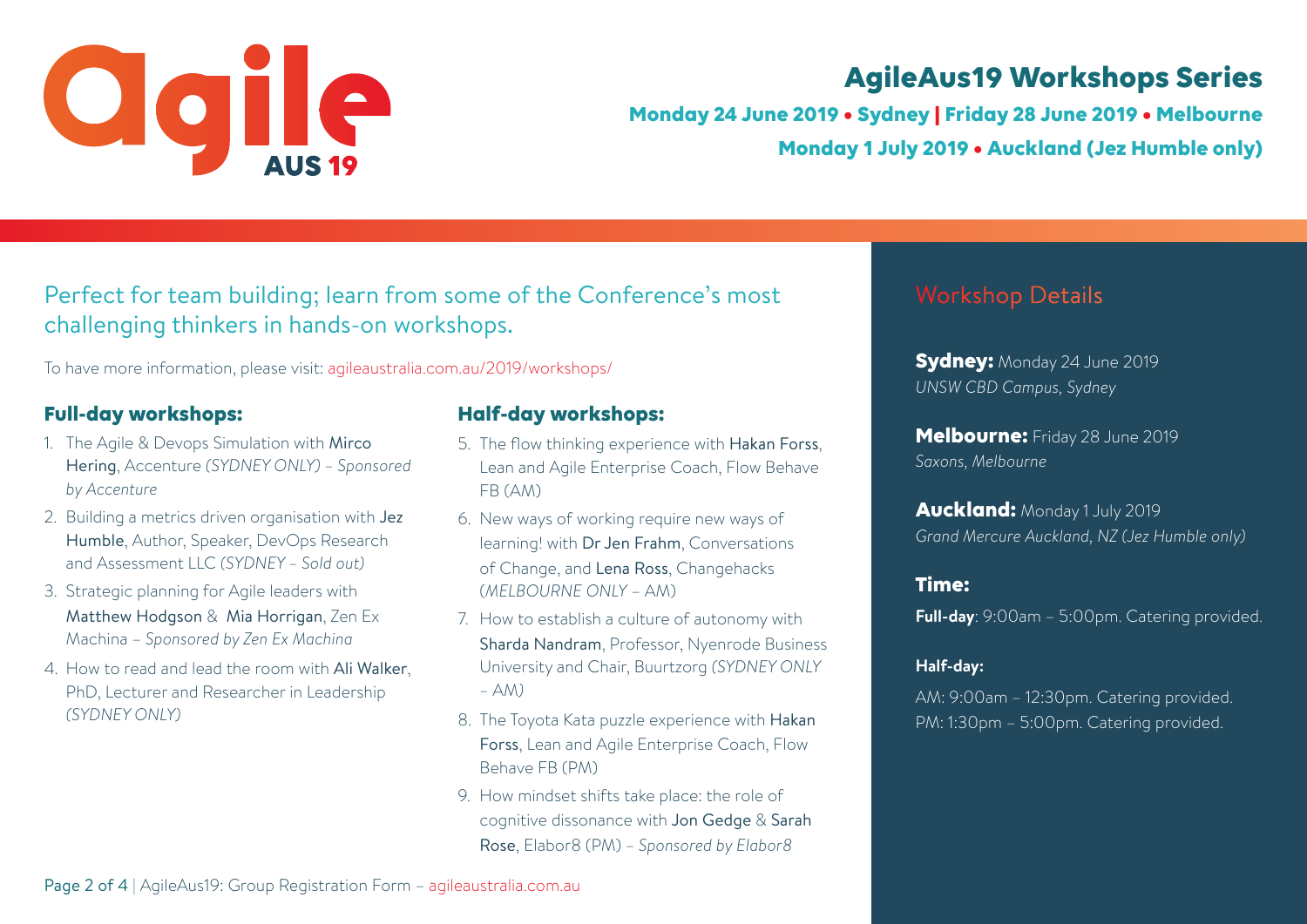# AgileAus19 Workshops Series

**Monday 24 June 2019 • Sydney | Friday 28 June 2019 • Melbourne**
**Monday 1 July 2019 • Auckland (Jez Humble only)**

## Perfect for team building; learn from some of the Conference's most challenging thinkers in hands-on workshops.

To have more information, please visit: agileaustralia.com.au/2019/workshops/

### Full-day workshops:

1. The Agile & Devops Simulation with Mirco Hering, Accenture *(SYDNEY ONLY) – Sponsored by Accenture*
2. Building a metrics driven organisation with Jez Humble, Author, Speaker, DevOps Research and Assessment LLC *(SYDNEY – Sold out)*
3. Strategic planning for Agile leaders with Matthew Hodgson & Mia Horrigan, Zen Ex Machina – *Sponsored by Zen Ex Machina*
4. How to read and lead the room with Ali Walker, PhD, Lecturer and Researcher in Leadership *(SYDNEY ONLY)*

### Half-day workshops:

5. The flow thinking experience with Hakan Forss, Lean and Agile Enterprise Coach, Flow Behave FB (AM)
6. New ways of working require new ways of learning! with Dr Jen Frahm, Conversations of Change, and Lena Ross, Changehacks *(MELBOURNE ONLY – AM)*
7. How to establish a culture of autonomy with Sharda Nandram, Professor, Nyenrode Business University and Chair, Buurtzorg *(SYDNEY ONLY – AM)*
8. The Toyota Kata puzzle experience with Hakan Forss, Lean and Agile Enterprise Coach, Flow Behave FB (PM)
9. How mindset shifts take place: the role of cognitive dissonance with Jon Gedge & Sarah Rose, Elabor8 (PM) – *Sponsored by Elabor8*

## Workshop Details

**Sydney:** Monday 24 June 2019
*UNSW CBD Campus, Sydney*

**Melbourne:** Friday 28 June 2019
*Saxons, Melbourne*

**Auckland:** Monday 1 July 2019
*Grand Mercure Auckland, NZ (Jez Humble only)*

### Time:

**Full-day**: 9:00am – 5:00pm. Catering provided.

**Half-day:**

AM: 9:00am – 12:30pm. Catering provided.
PM: 1:30pm – 5:00pm. Catering provided.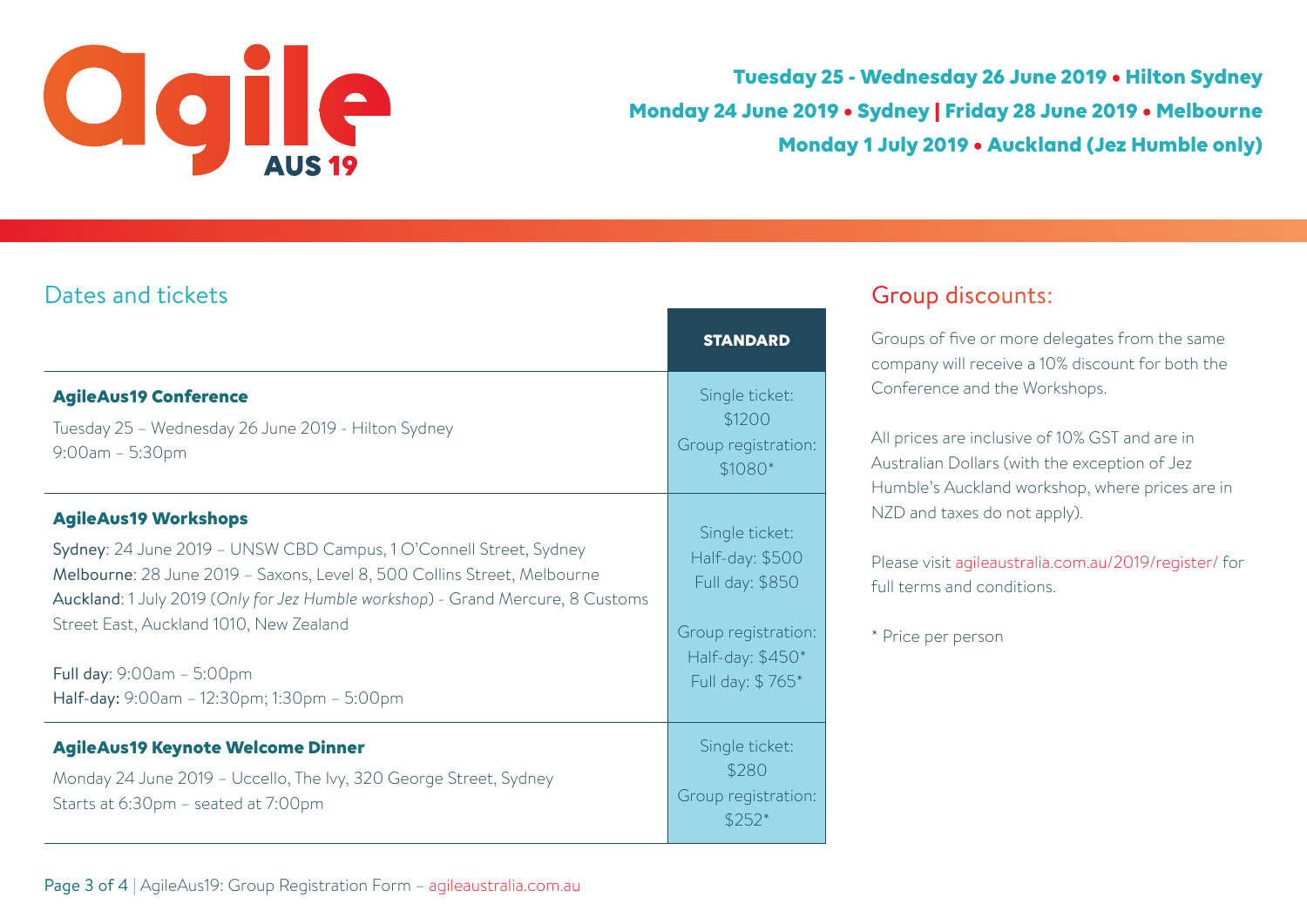# Agile AUS 19

**Tuesday 25 - Wednesday 26 June 2019 • Hilton Sydney**
**Monday 24 June 2019 • Sydney | Friday 28 June 2019 • Melbourne**
**Monday 1 July 2019 • Auckland (Jez Humble only)**

## Dates and tickets

| | STANDARD |
|---|---|
| **AgileAus19 Conference**<br>Tuesday 25 – Wednesday 26 June 2019 - Hilton Sydney<br>9:00am – 5:30pm | Single ticket: $1200<br>Group registration: $1080* |
| **AgileAus19 Workshops**<br>Sydney: 24 June 2019 – UNSW CBD Campus, 1 O'Connell Street, Sydney<br>Melbourne: 28 June 2019 – Saxons, Level 8, 500 Collins Street, Melbourne<br>Auckland: 1 July 2019 (*Only for Jez Humble workshop*) - Grand Mercure, 8 Customs Street East, Auckland 1010, New Zealand<br><br>Full day: 9:00am – 5:00pm<br>Half-day: 9:00am – 12:30pm; 1:30pm – 5:00pm | Single ticket:<br>Half-day: $500<br>Full day: $850<br><br>Group registration:<br>Half-day: $450*<br>Full day: $ 765* |
| **AgileAus19 Keynote Welcome Dinner**<br>Monday 24 June 2019 – Uccello, The Ivy, 320 George Street, Sydney<br>Starts at 6:30pm – seated at 7:00pm | Single ticket: $280<br>Group registration: $252* |

## Group discounts:

Groups of five or more delegates from the same company will receive a 10% discount for both the Conference and the Workshops.

All prices are inclusive of 10% GST and are in Australian Dollars (with the exception of Jez Humble's Auckland workshop, where prices are in NZD and taxes do not apply).

Please visit agileaustralia.com.au/2019/register/ for full terms and conditions.

* Price per person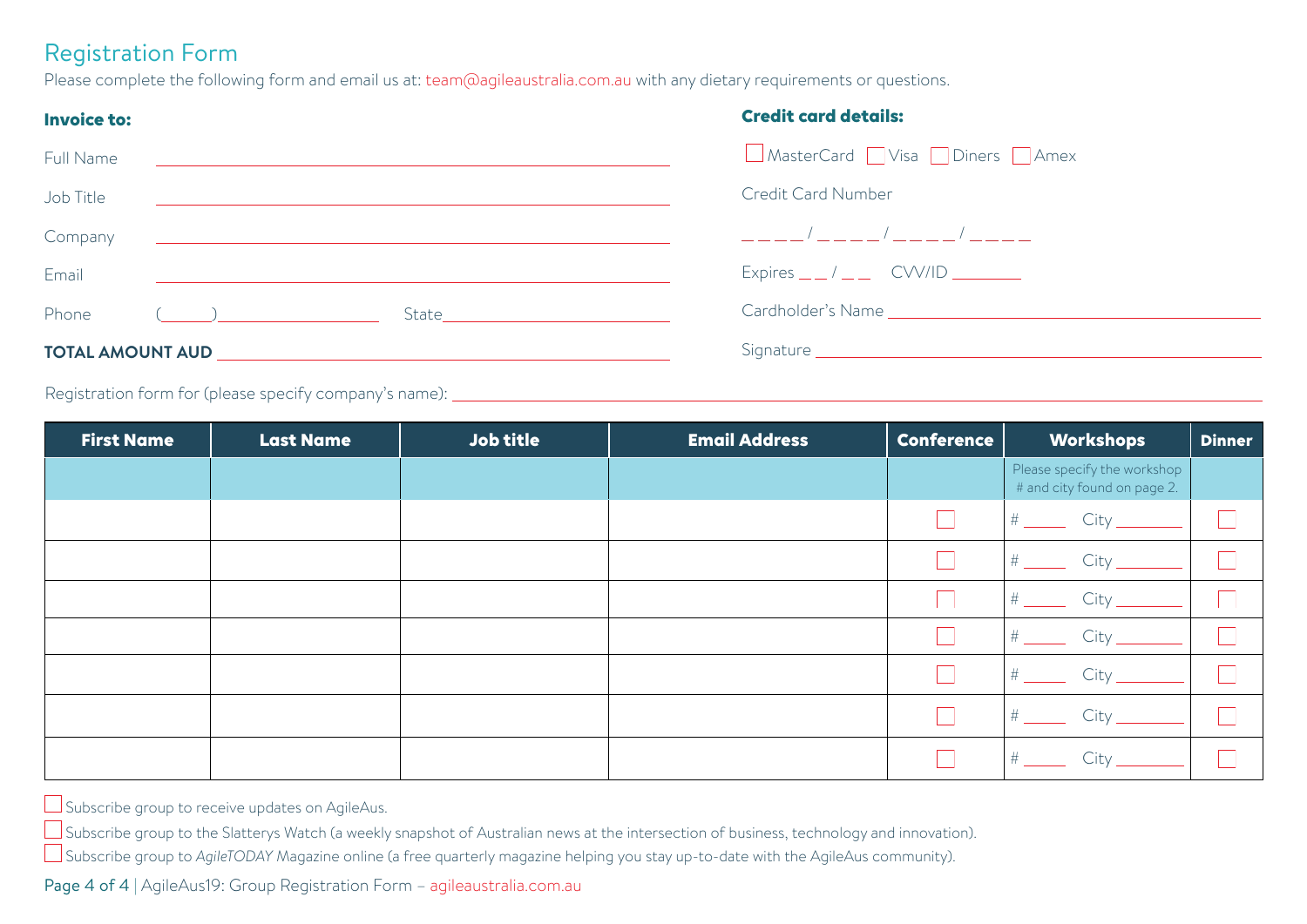## Registration Form

Please complete the following form and email us at: team@agileaustralia.com.au with any dietary requirements or questions.

**Invoice to:**

Full Name ______________________________

Job Title ______________________________

Company ______________________________

Email ______________________________

Phone (______) __________________ State ____________________

**TOTAL AMOUNT AUD** ______________________________

**Credit card details:**

☐ MasterCard ☐ Visa ☐ Diners ☐ Amex

Credit Card Number

_ _ _ _ / _ _ _ _ / _ _ _ _ / _ _ _ _

Expires _ _ / _ _ CVV/ID ________

Cardholder's Name ______________________________

Signature ______________________________

Registration form for (please specify company's name): ______________________________

| First Name | Last Name | Job title | Email Address | Conference | Workshops | Dinner |
|---|---|---|---|---|---|---|
| | | | | | Please specify the workshop # and city found on page 2. | |
| | | | | ☐ | # _____ City ________ | ☐ |
| | | | | ☐ | # _____ City ________ | ☐ |
| | | | | ☐ | # _____ City ________ | ☐ |
| | | | | ☐ | # _____ City ________ | ☐ |
| | | | | ☐ | # _____ City ________ | ☐ |
| | | | | ☐ | # _____ City ________ | ☐ |
| | | | | ☐ | # _____ City ________ | ☐ |

☐ Subscribe group to receive updates on AgileAus.

☐ Subscribe group to the Slatterys Watch (a weekly snapshot of Australian news at the intersection of business, technology and innovation).

☐ Subscribe group to *AgileTODAY* Magazine online (a free quarterly magazine helping you stay up-to-date with the AgileAus community).